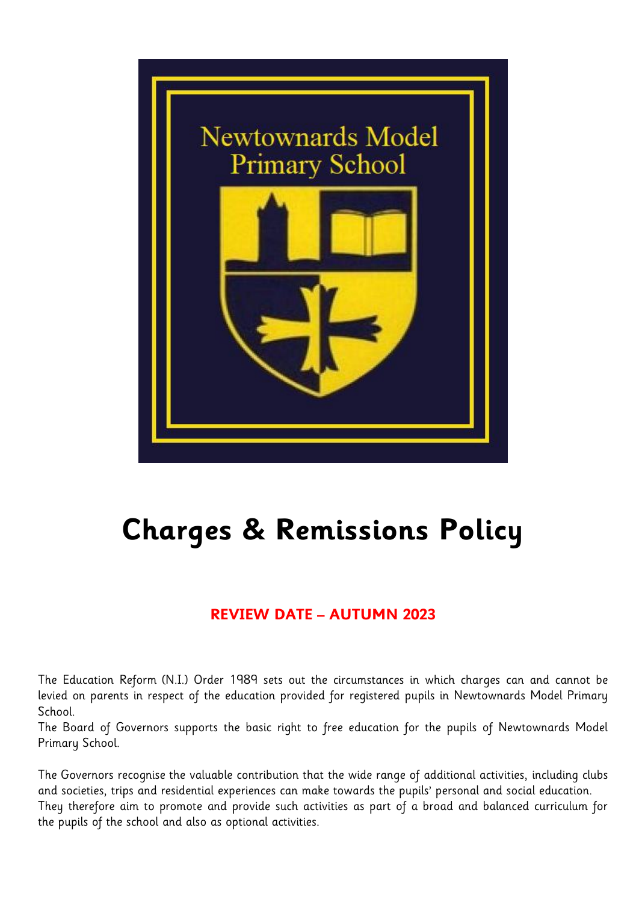Newtownards Model Primary School

# Charges & Remissions Policy

**REVIEW DATE – AUTUMN 2023**

The Education Reform (N.I.) Order 1989 sets out the circumstances in which charges can and cannot be levied on parents in respect of the education provided for registered pupils in Newtownards Model Primary School.
The Board of Governors supports the basic right to free education for the pupils of Newtownards Model Primary School.

The Governors recognise the valuable contribution that the wide range of additional activities, including clubs and societies, trips and residential experiences can make towards the pupils' personal and social education.
They therefore aim to promote and provide such activities as part of a broad and balanced curriculum for the pupils of the school and also as optional activities.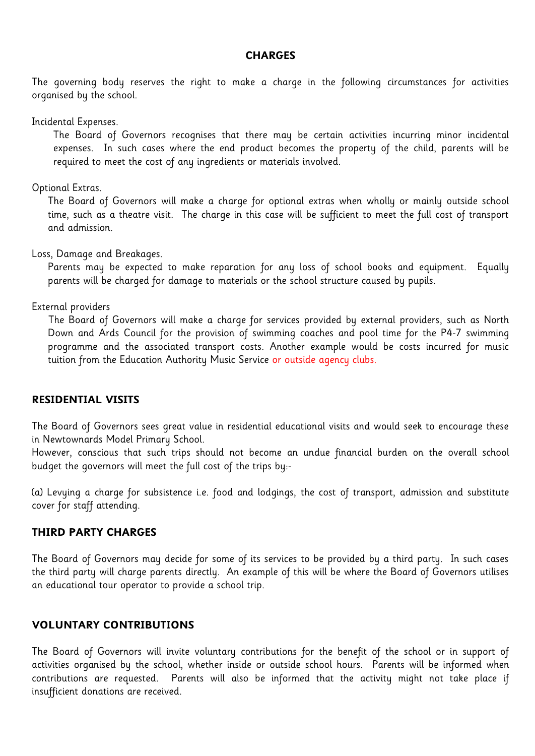## CHARGES

The governing body reserves the right to make a charge in the following circumstances for activities organised by the school.

Incidental Expenses.

The Board of Governors recognises that there may be certain activities incurring minor incidental expenses. In such cases where the end product becomes the property of the child, parents will be required to meet the cost of any ingredients or materials involved.

Optional Extras.

The Board of Governors will make a charge for optional extras when wholly or mainly outside school time, such as a theatre visit. The charge in this case will be sufficient to meet the full cost of transport and admission.

Loss, Damage and Breakages.

Parents may be expected to make reparation for any loss of school books and equipment. Equally parents will be charged for damage to materials or the school structure caused by pupils.

External providers

The Board of Governors will make a charge for services provided by external providers, such as North Down and Ards Council for the provision of swimming coaches and pool time for the P4-7 swimming programme and the associated transport costs. Another example would be costs incurred for music tuition from the Education Authority Music Service or outside agency clubs.

## RESIDENTIAL VISITS

The Board of Governors sees great value in residential educational visits and would seek to encourage these in Newtownards Model Primary School.

However, conscious that such trips should not become an undue financial burden on the overall school budget the governors will meet the full cost of the trips by:-

(a) Levying a charge for subsistence i.e. food and lodgings, the cost of transport, admission and substitute cover for staff attending.

## THIRD PARTY CHARGES

The Board of Governors may decide for some of its services to be provided by a third party. In such cases the third party will charge parents directly. An example of this will be where the Board of Governors utilises an educational tour operator to provide a school trip.

## VOLUNTARY CONTRIBUTIONS

The Board of Governors will invite voluntary contributions for the benefit of the school or in support of activities organised by the school, whether inside or outside school hours. Parents will be informed when contributions are requested. Parents will also be informed that the activity might not take place if insufficient donations are received.